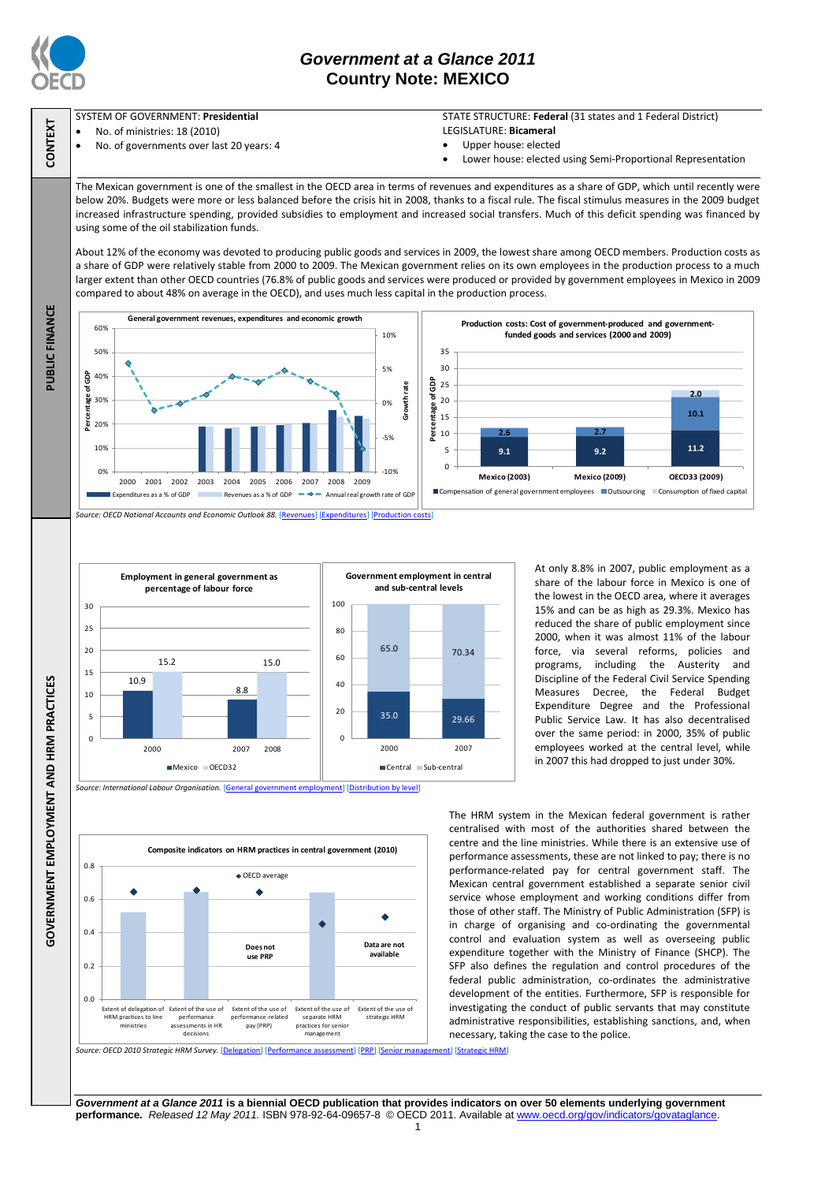# Government at a Glance 2011
## Country Note: MEXICO

**CONTEXT**

SYSTEM OF GOVERNMENT: **Presidential**
- No. of ministries: 18 (2010)
- No. of governments over last 20 years: 4

STATE STRUCTURE: **Federal** (31 states and 1 Federal District)
LEGISLATURE: **Bicameral**
- Upper house: elected
- Lower house: elected using Semi-Proportional Representation

**PUBLIC FINANCE**

The Mexican government is one of the smallest in the OECD area in terms of revenues and expenditures as a share of GDP, which until recently were below 20%. Budgets were more or less balanced before the crisis hit in 2008, thanks to a fiscal rule. The fiscal stimulus measures in the 2009 budget increased infrastructure spending, provided subsidies to employment and increased social transfers. Much of this deficit spending was financed by using some of the oil stabilization funds.

About 12% of the economy was devoted to producing public goods and services in 2009, the lowest share among OECD members. Production costs as a share of GDP were relatively stable from 2000 to 2009. The Mexican government relies on its own employees in the production process to a much larger extent than other OECD countries (76.8% of public goods and services were produced or provided by government employees in Mexico in 2009 compared to about 48% on average in the OECD), and uses much less capital in the production process.

**General government revenues, expenditures and economic growth**

Legend: Expenditures as a % of GDP; Revenues as a % of GDP; Annual real growth rate of GDP

**Production costs: Cost of government-produced and government-funded goods and services (2000 and 2009)**

| | Compensation of general government employees | Outsourcing | Consumption of fixed capital |
|---|---|---|---|
| Mexico (2003) | 9.1 | 2.6 | |
| Mexico (2009) | 9.2 | 2.7 | |
| OECD33 (2009) | 11.2 | 10.1 | 2.0 |

*Source: OECD National Accounts and Economic Outlook 88.* [Revenues] [Expenditures] [Production costs]

**GOVERNMENT EMPLOYMENT AND HRM PRACTICES**

**Employment in general government as percentage of labour force**

| | Mexico | OECD32 |
|---|---|---|
| 2000 | 10.9 | 15.2 |
| 2007 / 2008 | 8.8 | 15.0 |

**Government employment in central and sub-central levels**

| | Central | Sub-central |
|---|---|---|
| 2000 | 35.0 | 65.0 |
| 2007 | 29.66 | 70.34 |

*Source: International Labour Organisation.* [General government employment] [Distribution by level]

At only 8.8% in 2007, public employment as a share of the labour force in Mexico is one of the lowest in the OECD area, where it averages 15% and can be as high as 29.3%. Mexico has reduced the share of public employment since 2000, when it was almost 11% of the labour force, via several reforms, policies and programs, including the Austerity and Discipline of the Federal Civil Service Spending Measures Decree, the Federal Budget Expenditure Degree and the Professional Public Service Law. It has also decentralised over the same period: in 2000, 35% of public employees worked at the central level, while in 2007 this had dropped to just under 30%.

**Composite indicators on HRM practices in central government (2010)**

Categories: Extent of delegation of HRM practices to line ministries; Extent of the use of performance assessments in HR decisions; Extent of the use of performance-related pay (PRP) (Does not use PRP); Extent of the use of separate HRM practices for senior management; Extent of the use of strategic HRM (Data are not available). ◆ OECD average

*Source: OECD 2010 Strategic HRM Survey.* [Delegation] [Performance assessment] [PRP] [Senior management] [Strategic HRM]

The HRM system in the Mexican federal government is rather centralised with most of the authorities shared between the centre and the line ministries. While there is an extensive use of performance assessments, these are not linked to pay; there is no performance-related pay for central government staff. The Mexican central government established a separate senior civil service whose employment and working conditions differ from those of other staff. The Ministry of Public Administration (SFP) is in charge of organising and co-ordinating the governmental control and evaluation system as well as overseeing public expenditure together with the Ministry of Finance (SHCP). The SFP also defines the regulation and control procedures of the federal public administration, co-ordinates the administrative development of the entities. Furthermore, SFP is responsible for investigating the conduct of public servants that may constitute administrative responsibilities, establishing sanctions, and, when necessary, taking the case to the police.

**Government at a Glance 2011 is a biennial OECD publication that provides indicators on over 50 elements underlying government performance.** *Released 12 May 2011.* ISBN 978-92-64-09657-8 © OECD 2011. Available at www.oecd.org/gov/indicators/govataglance.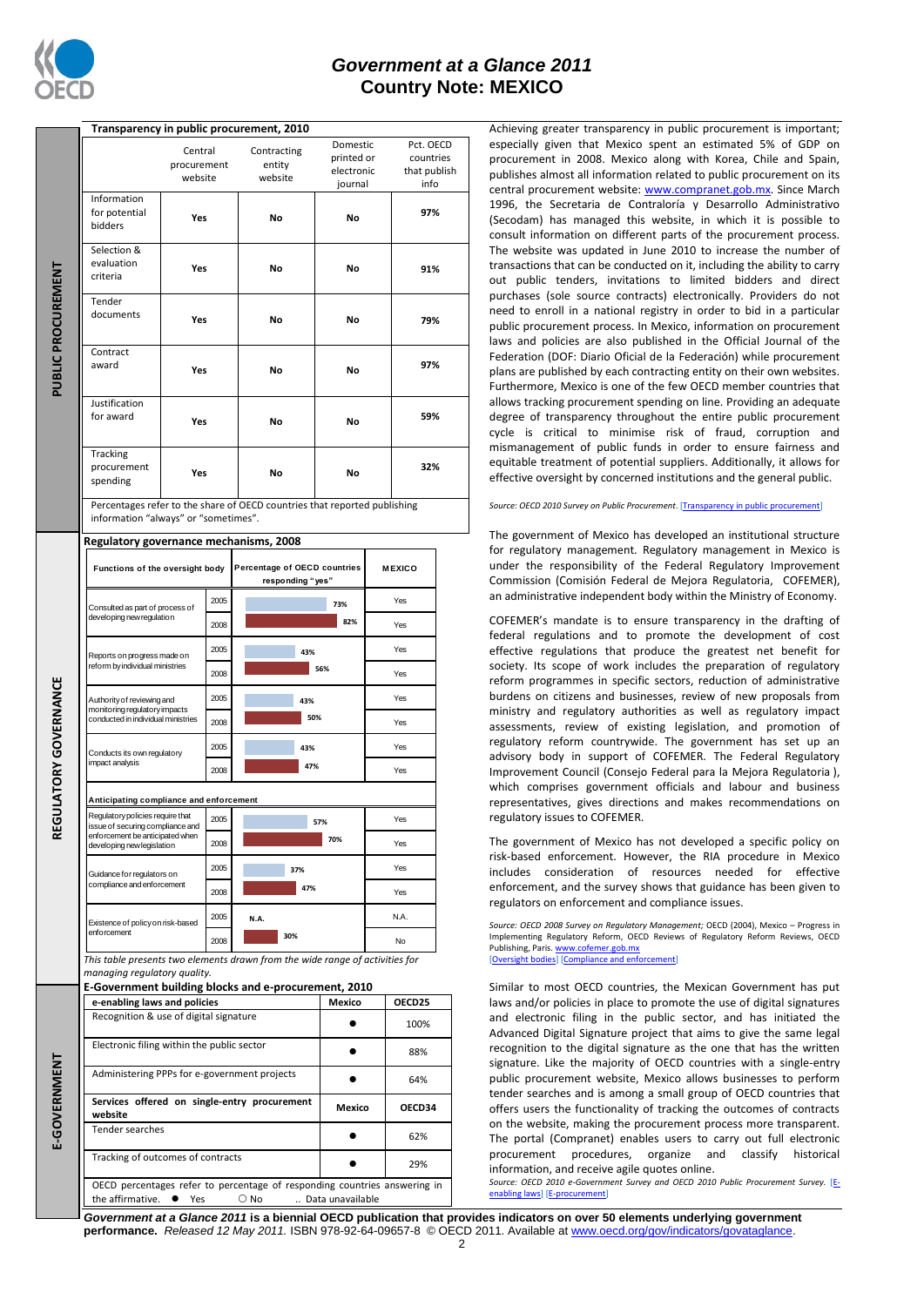## PUBLIC PROCUREMENT

### Transparency in public procurement, 2010

| | Central procurement website | Contracting entity website | Domestic printed or electronic journal | Pct. OECD countries that publish info |
|---|---|---|---|---|
| Information for potential bidders | Yes | No | No | 97% |
| Selection & evaluation criteria | Yes | No | No | 91% |
| Tender documents | Yes | No | No | 79% |
| Contract award | Yes | No | No | 97% |
| Justification for award | Yes | No | No | 59% |
| Tracking procurement spending | Yes | No | No | 32% |

Percentages refer to the share of OECD countries that reported publishing information "always" or "sometimes".

Achieving greater transparency in public procurement is important; especially given that Mexico spent an estimated 5% of GDP on procurement in 2008. Mexico along with Korea, Chile and Spain, publishes almost all information related to public procurement on its central procurement website: www.compranet.gob.mx. Since March 1996, the Secretaria de Contraloría y Desarrollo Administrativo (Secodam) has managed this website, in which it is possible to consult information on different parts of the procurement process. The website was updated in June 2010 to increase the number of transactions that can be conducted on it, including the ability to carry out public tenders, invitations to limited bidders and direct purchases (sole source contracts) electronically. Providers do not need to enroll in a national registry in order to bid in a particular public procurement process. In Mexico, information on procurement laws and policies are also published in the Official Journal of the Federation (DOF: Diario Oficial de la Federación) while procurement plans are published by each contracting entity on their own websites. Furthermore, Mexico is one of the few OECD member countries that allows tracking procurement spending on line. Providing an adequate degree of transparency throughout the entire public procurement cycle is critical to minimise risk of fraud, corruption and mismanagement of public funds in order to ensure fairness and equitable treatment of potential suppliers. Additionally, it allows for effective oversight by concerned institutions and the general public.

*Source: OECD 2010 Survey on Public Procurement.* [Transparency in public procurement]

## REGULATORY GOVERNANCE

### Regulatory governance mechanisms, 2008

| Functions of the oversight body | | Percentage of OECD countries responding "yes" | MEXICO |
|---|---|---|---|
| Consulted as part of process of developing new regulation | 2005 | 73% | Yes |
| | 2008 | 82% | Yes |
| Reports on progress made on reform by individual ministries | 2005 | 43% | Yes |
| | 2008 | 56% | Yes |
| Authority of reviewing and monitoring regulatory impacts conducted in individual ministries | 2005 | 43% | Yes |
| | 2008 | 50% | Yes |
| Conducts its own regulatory impact analysis | 2005 | 43% | Yes |
| | 2008 | 47% | Yes |
| **Anticipating compliance and enforcement** | | | |
| Regulatory policies require that issue of securing compliance and enforcement be anticipated when developing new legislation | 2005 | 57% | Yes |
| | 2008 | 70% | Yes |
| Guidance for regulators on compliance and enforcement | 2005 | 37% | Yes |
| | 2008 | 47% | Yes |
| Existence of policy on risk-based enforcement | 2005 | N.A. | N.A. |
| | 2008 | 30% | No |

*This table presents two elements drawn from the wide range of activities for managing regulatory quality.*

The government of Mexico has developed an institutional structure for regulatory management. Regulatory management in Mexico is under the responsibility of the Federal Regulatory Improvement Commission (Comisión Federal de Mejora Regulatoria, COFEMER), an administrative independent body within the Ministry of Economy.

COFEMER's mandate is to ensure transparency in the drafting of federal regulations and to promote the development of cost effective regulations that produce the greatest net benefit for society. Its scope of work includes the preparation of regulatory reform programmes in specific sectors, reduction of administrative burdens on citizens and businesses, review of new proposals from ministry and regulatory authorities as well as regulatory impact assessments, review of existing legislation, and promotion of regulatory reform countrywide. The government has set up an advisory body in support of COFEMER. The Federal Regulatory Improvement Council (Consejo Federal para la Mejora Regulatoria ), which comprises government officials and labour and business representatives, gives directions and makes recommendations on regulatory issues to COFEMER.

The government of Mexico has not developed a specific policy on risk-based enforcement. However, the RIA procedure in Mexico includes consideration of resources needed for effective enforcement, and the survey shows that guidance has been given to regulators on enforcement and compliance issues.

*Source: OECD 2008 Survey on Regulatory Management;* OECD (2004), Mexico – Progress in Implementing Regulatory Reform, OECD Reviews of Regulatory Reform Reviews, OECD Publishing, Paris. www.cofemer.gob.mx
[Oversight bodies] [Compliance and enforcement]

## E-GOVERNMENT

### E-Government building blocks and e-procurement, 2010

| e-enabling laws and policies | Mexico | OECD25 |
|---|---|---|
| Recognition & use of digital signature | ● | 100% |
| Electronic filing within the public sector | ● | 88% |
| Administering PPPs for e-government projects | ● | 64% |
| **Services offered on single-entry procurement website** | **Mexico** | **OECD34** |
| Tender searches | ● | 62% |
| Tracking of outcomes of contracts | ● | 29% |

OECD percentages refer to percentage of responding countries answering in the affirmative. ● Yes ○ No .. Data unavailable

Similar to most OECD countries, the Mexican Government has put laws and/or policies in place to promote the use of digital signatures and electronic filing in the public sector, and has initiated the Advanced Digital Signature project that aims to give the same legal recognition to the digital signature as the one that has the written signature. Like the majority of OECD countries with a single-entry public procurement website, Mexico allows businesses to perform tender searches and is among a small group of OECD countries that offers users the functionality of tracking the outcomes of contracts on the website, making the procurement process more transparent. The portal (Compranet) enables users to carry out full electronic procurement procedures, organize and classify historical information, and receive agile quotes online.

*Source: OECD 2010 e-Government Survey and OECD 2010 Public Procurement Survey.* [E-enabling laws] [E-procurement]

**Government at a Glance 2011 is a biennial OECD publication that provides indicators on over 50 elements underlying government performance.** *Released 12 May 2011.* ISBN 978-92-64-09657-8 © OECD 2011. Available at www.oecd.org/gov/indicators/govataglance.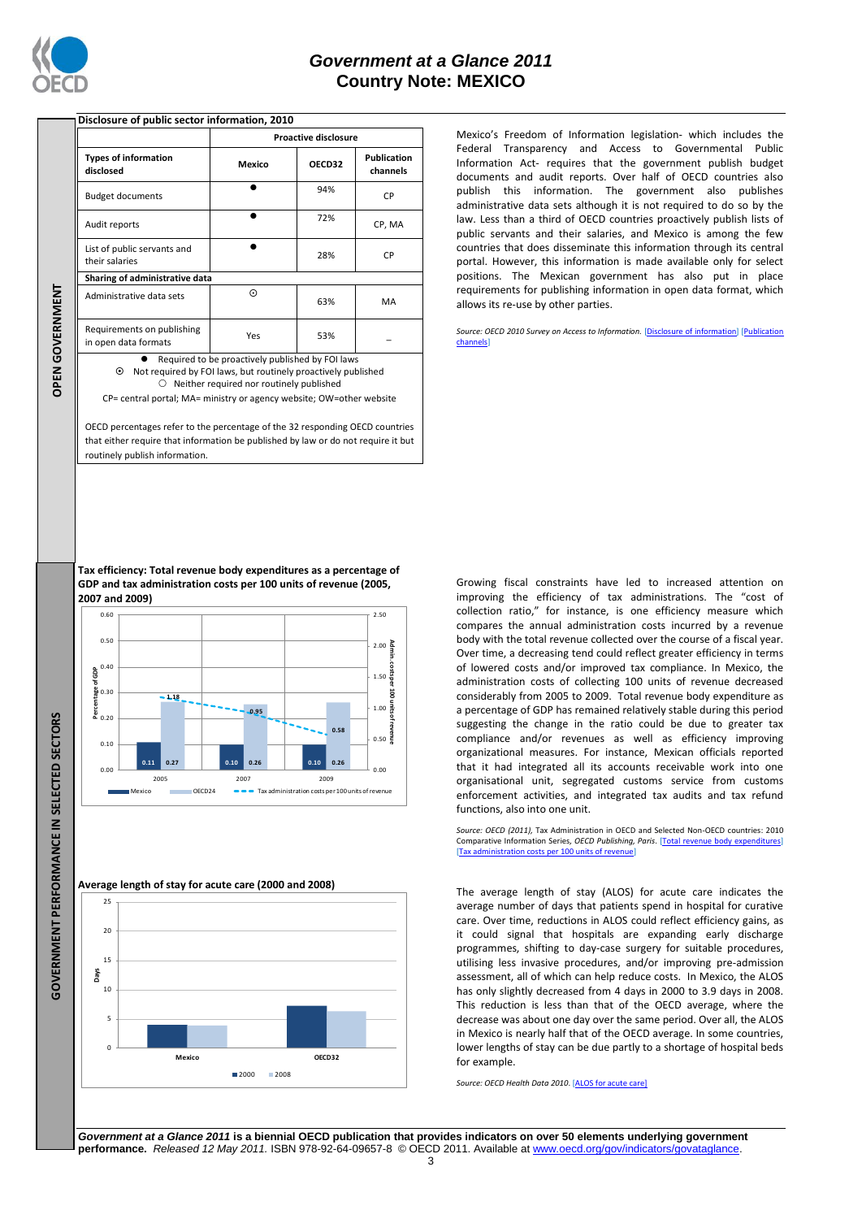**OPEN GOVERNMENT**

**Disclosure of public sector information, 2010**

| Types of information disclosed | Proactive disclosure | | |
|---|---|---|---|
| | Mexico | OECD32 | Publication channels |
| Budget documents | ● | 94% | CP |
| Audit reports | ● | 72% | CP, MA |
| List of public servants and their salaries | ● | 28% | CP |
| **Sharing of administrative data** | | | |
| Administrative data sets | ⊙ | 63% | MA |
| Requirements on publishing in open data formats | Yes | 53% | – |

● Required to be proactively published by FOI laws
⊙ Not required by FOI laws, but routinely proactively published
○ Neither required nor routinely published

CP= central portal; MA= ministry or agency website; OW=other website

OECD percentages refer to the percentage of the 32 responding OECD countries that either require that information be published by law or do not require it but routinely publish information.

Mexico's Freedom of Information legislation- which includes the Federal Transparency and Access to Governmental Public Information Act- requires that the government publish budget documents and audit reports. Over half of OECD countries also publish this information. The government also publishes administrative data sets although it is not required to do so by the law. Less than a third of OECD countries proactively publish lists of public servants and their salaries, and Mexico is among the few countries that does disseminate this information through its central portal. However, this information is made available only for select positions. The Mexican government has also put in place requirements for publishing information in open data format, which allows its re-use by other parties.

*Source: OECD 2010 Survey on Access to Information.* [Disclosure of information] [Publication channels]

**GOVERNMENT PERFORMANCE IN SELECTED SECTORS**

**Tax efficiency: Total revenue body expenditures as a percentage of GDP and tax administration costs per 100 units of revenue (2005, 2007 and 2009)**

| Year | Mexico (% of GDP) | OECD24 (% of GDP) | Tax administration costs per 100 units of revenue |
|---|---|---|---|
| 2005 | 0.11 | 0.27 | 1.18 |
| 2007 | 0.10 | 0.26 | 0.95 |
| 2009 | 0.10 | 0.26 | 0.58 |

Growing fiscal constraints have led to increased attention on improving the efficiency of tax administrations. The "cost of collection ratio," for instance, is one efficiency measure which compares the annual administration costs incurred by a revenue body with the total revenue collected over the course of a fiscal year. Over time, a decreasing tend could reflect greater efficiency in terms of lowered costs and/or improved tax compliance. In Mexico, the administration costs of collecting 100 units of revenue decreased considerably from 2005 to 2009. Total revenue body expenditure as a percentage of GDP has remained relatively stable during this period suggesting the change in the ratio could be due to greater tax compliance and/or revenues as well as efficiency improving organizational measures. For instance, Mexican officials reported that it had integrated all its accounts receivable work into one organisational unit, segregated customs service from customs enforcement activities, and integrated tax audits and tax refund functions, also into one unit.

*Source: OECD (2011),* Tax Administration in OECD and Selected Non-OECD countries: 2010 Comparative Information Series, *OECD Publishing, Paris.* [Total revenue body expenditures] [Tax administration costs per 100 units of revenue]

**Average length of stay for acute care (2000 and 2008)**

The average length of stay (ALOS) for acute care indicates the average number of days that patients spend in hospital for curative care. Over time, reductions in ALOS could reflect efficiency gains, as it could signal that hospitals are expanding early discharge programmes, shifting to day-case surgery for suitable procedures, utilising less invasive procedures, and/or improving pre-admission assessment, all of which can help reduce costs. In Mexico, the ALOS has only slightly decreased from 4 days in 2000 to 3.9 days in 2008. This reduction is less than that of the OECD average, where the decrease was about one day over the same period. Over all, the ALOS in Mexico is nearly half that of the OECD average. In some countries, lower lengths of stay can be due partly to a shortage of hospital beds for example.

*Source: OECD Health Data 2010.* [ALOS for acute care]

***Government at a Glance 2011*** **is a biennial OECD publication that provides indicators on over 50 elements underlying government performance.** *Released 12 May 2011.* ISBN 978-92-64-09657-8 © OECD 2011. Available at www.oecd.org/gov/indicators/govataglance.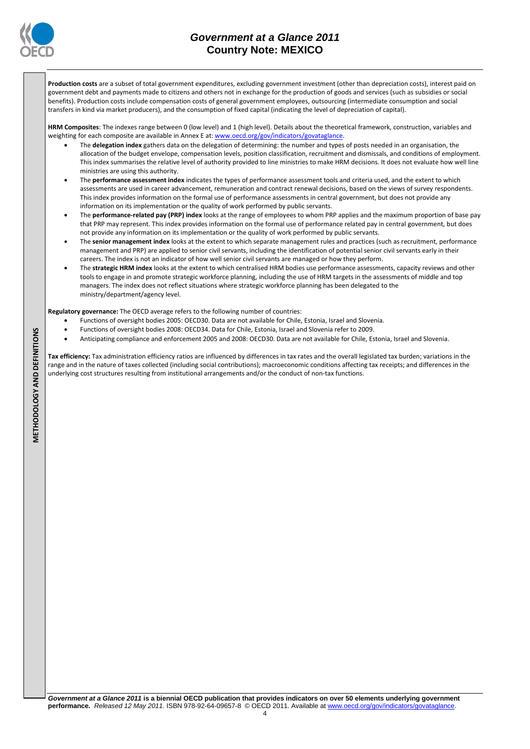**Production costs** are a subset of total government expenditures, excluding government investment (other than depreciation costs), interest paid on government debt and payments made to citizens and others not in exchange for the production of goods and services (such as subsidies or social benefits). Production costs include compensation costs of general government employees, outsourcing (intermediate consumption and social transfers in kind via market producers), and the consumption of fixed capital (indicating the level of depreciation of capital).

**HRM Composites**: The indexes range between 0 (low level) and 1 (high level). Details about the theoretical framework, construction, variables and weighting for each composite are available in Annex E at: www.oecd.org/gov/indicators/govataglance.

- The **delegation index** gathers data on the delegation of determining: the number and types of posts needed in an organisation, the allocation of the budget envelope, compensation levels, position classification, recruitment and dismissals, and conditions of employment. This index summarises the relative level of authority provided to line ministries to make HRM decisions. It does not evaluate how well line ministries are using this authority.
- The **performance assessment index** indicates the types of performance assessment tools and criteria used, and the extent to which assessments are used in career advancement, remuneration and contract renewal decisions, based on the views of survey respondents. This index provides information on the formal use of performance assessments in central government, but does not provide any information on its implementation or the quality of work performed by public servants.
- The **performance-related pay (PRP) index** looks at the range of employees to whom PRP applies and the maximum proportion of base pay that PRP may represent. This index provides information on the formal use of performance related pay in central government, but does not provide any information on its implementation or the quality of work performed by public servants.
- The **senior management index** looks at the extent to which separate management rules and practices (such as recruitment, performance management and PRP) are applied to senior civil servants, including the identification of potential senior civil servants early in their careers. The index is not an indicator of how well senior civil servants are managed or how they perform.
- The **strategic HRM index** looks at the extent to which centralised HRM bodies use performance assessments, capacity reviews and other tools to engage in and promote strategic workforce planning, including the use of HRM targets in the assessments of middle and top managers. The index does not reflect situations where strategic workforce planning has been delegated to the ministry/department/agency level.

**Regulatory governance:** The OECD average refers to the following number of countries:

- Functions of oversight bodies 2005: OECD30. Data are not available for Chile, Estonia, Israel and Slovenia.
- Functions of oversight bodies 2008: OECD34. Data for Chile, Estonia, Israel and Slovenia refer to 2009.
- Anticipating compliance and enforcement 2005 and 2008: OECD30. Data are not available for Chile, Estonia, Israel and Slovenia.

**Tax efficiency:** Tax administration efficiency ratios are influenced by differences in tax rates and the overall legislated tax burden; variations in the range and in the nature of taxes collected (including social contributions); macroeconomic conditions affecting tax receipts; and differences in the underlying cost structures resulting from institutional arrangements and/or the conduct of non-tax functions.